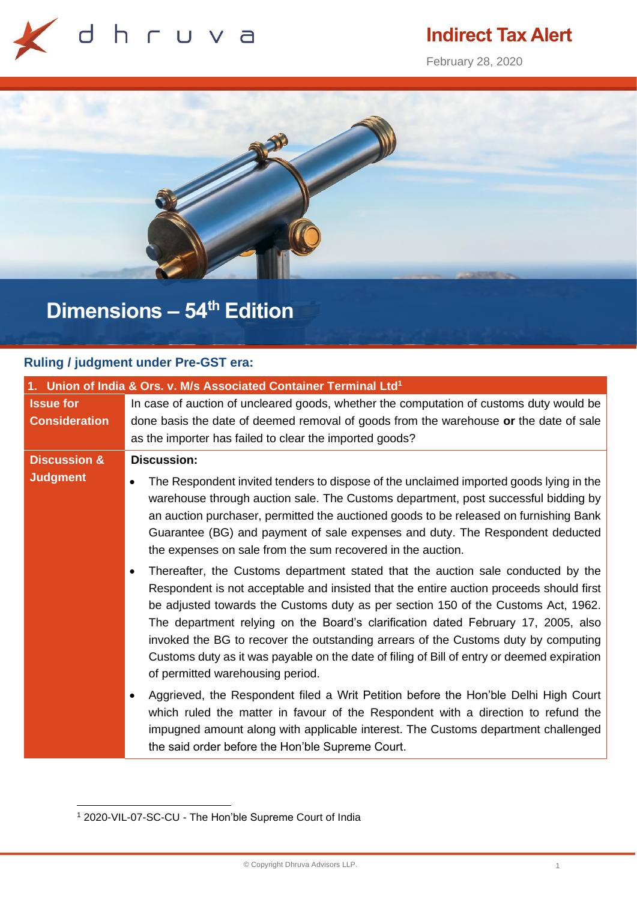# Indirect Tax Alert

February 28, 2020

# Dimensions – 54th Edition

## Ruling / judgment under Pre-GST era:

| **1. Union of India & Ors. v. M/s Associated Container Terminal Ltd**[1] | |
|---|---|
| **Issue for Consideration** | In case of auction of uncleared goods, whether the computation of customs duty would be done basis the date of deemed removal of goods from the warehouse **or** the date of sale as the importer has failed to clear the imported goods? |
| **Discussion & Judgment** | **Discussion:**<br>• The Respondent invited tenders to dispose of the unclaimed imported goods lying in the warehouse through auction sale. The Customs department, post successful bidding by an auction purchaser, permitted the auctioned goods to be released on furnishing Bank Guarantee (BG) and payment of sale expenses and duty. The Respondent deducted the expenses on sale from the sum recovered in the auction.<br>• Thereafter, the Customs department stated that the auction sale conducted by the Respondent is not acceptable and insisted that the entire auction proceeds should first be adjusted towards the Customs duty as per section 150 of the Customs Act, 1962. The department relying on the Board's clarification dated February 17, 2005, also invoked the BG to recover the outstanding arrears of the Customs duty by computing Customs duty as it was payable on the date of filing of Bill of entry or deemed expiration of permitted warehousing period.<br>• Aggrieved, the Respondent filed a Writ Petition before the Hon'ble Delhi High Court which ruled the matter in favour of the Respondent with a direction to refund the impugned amount along with applicable interest. The Customs department challenged the said order before the Hon'ble Supreme Court. |

[1] 2020-VIL-07-SC-CU - The Hon'ble Supreme Court of India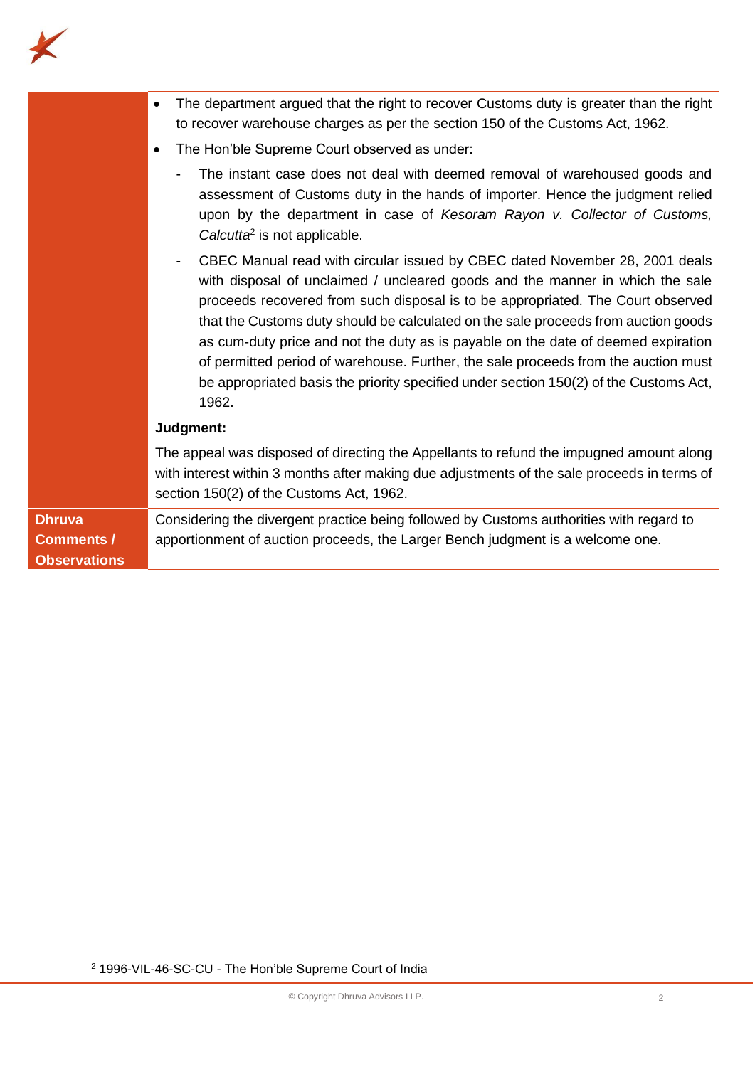| | |
|---|---|
| | • The department argued that the right to recover Customs duty is greater than the right to recover warehouse charges as per the section 150 of the Customs Act, 1962.<br>• The Hon'ble Supreme Court observed as under:<br>- The instant case does not deal with deemed removal of warehoused goods and assessment of Customs duty in the hands of importer. Hence the judgment relied upon by the department in case of *Kesoram Rayon v. Collector of Customs, Calcutta*[2] is not applicable.<br>- CBEC Manual read with circular issued by CBEC dated November 28, 2001 deals with disposal of unclaimed / uncleared goods and the manner in which the sale proceeds recovered from such disposal is to be appropriated. The Court observed that the Customs duty should be calculated on the sale proceeds from auction goods as cum-duty price and not the duty as is payable on the date of deemed expiration of permitted period of warehouse. Further, the sale proceeds from the auction must be appropriated basis the priority specified under section 150(2) of the Customs Act, 1962.<br>**Judgment:**<br>The appeal was disposed of directing the Appellants to refund the impugned amount along with interest within 3 months after making due adjustments of the sale proceeds in terms of section 150(2) of the Customs Act, 1962. |
| **Dhruva Comments / Observations** | Considering the divergent practice being followed by Customs authorities with regard to apportionment of auction proceeds, the Larger Bench judgment is a welcome one. |

[2] 1996-VIL-46-SC-CU - The Hon'ble Supreme Court of India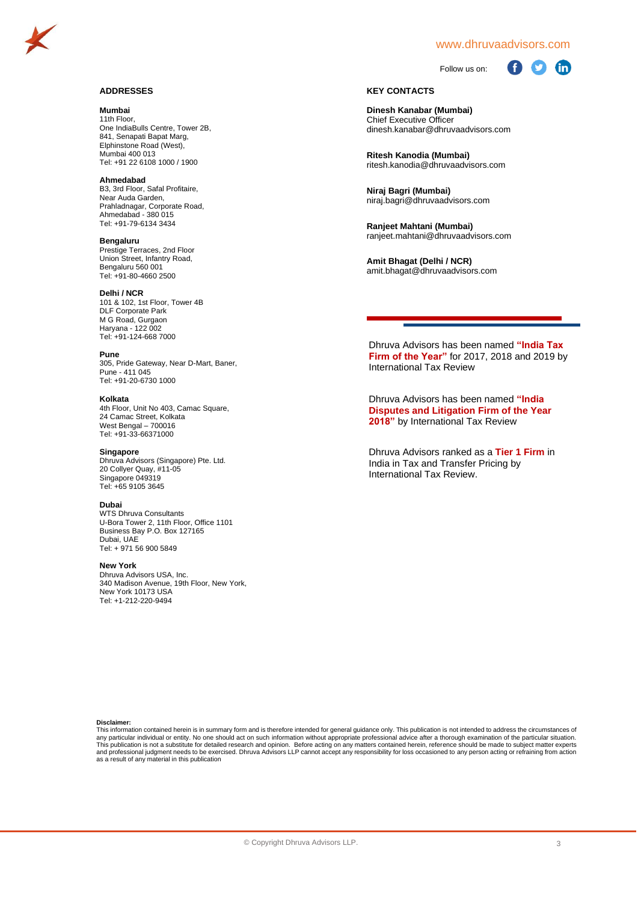www.dhruvaadvisors.com

Follow us on:

## ADDRESSES

**Mumbai**
11th Floor,
One IndiaBulls Centre, Tower 2B,
841, Senapati Bapat Marg,
Elphinstone Road (West),
Mumbai 400 013
Tel: +91 22 6108 1000 / 1900

**Ahmedabad**
B3, 3rd Floor, Safal Profitaire,
Near Auda Garden,
Prahladnagar, Corporate Road,
Ahmedabad - 380 015
Tel: +91-79-6134 3434

**Bengaluru**
Prestige Terraces, 2nd Floor
Union Street, Infantry Road,
Bengaluru 560 001
Tel: +91-80-4660 2500

**Delhi / NCR**
101 & 102, 1st Floor, Tower 4B
DLF Corporate Park
M G Road, Gurgaon
Haryana - 122 002
Tel: +91-124-668 7000

**Pune**
305, Pride Gateway, Near D-Mart, Baner,
Pune - 411 045
Tel: +91-20-6730 1000

**Kolkata**
4th Floor, Unit No 403, Camac Square,
24 Camac Street, Kolkata
West Bengal – 700016
Tel: +91-33-66371000

**Singapore**
Dhruva Advisors (Singapore) Pte. Ltd.
20 Collyer Quay, #11-05
Singapore 049319
Tel: +65 9105 3645

**Dubai**
WTS Dhruva Consultants
U-Bora Tower 2, 11th Floor, Office 1101
Business Bay P.O. Box 127165
Dubai, UAE
Tel: + 971 56 900 5849

**New York**
Dhruva Advisors USA, Inc.
340 Madison Avenue, 19th Floor, New York,
New York 10173 USA
Tel: +1-212-220-9494

## KEY CONTACTS

**Dinesh Kanabar (Mumbai)**
Chief Executive Officer
dinesh.kanabar@dhruvaadvisors.com

**Ritesh Kanodia (Mumbai)**
ritesh.kanodia@dhruvaadvisors.com

**Niraj Bagri (Mumbai)**
niraj.bagri@dhruvaadvisors.com

**Ranjeet Mahtani (Mumbai)**
ranjeet.mahtani@dhruvaadvisors.com

**Amit Bhagat (Delhi / NCR)**
amit.bhagat@dhruvaadvisors.com

Dhruva Advisors has been named **"India Tax Firm of the Year"** for 2017, 2018 and 2019 by International Tax Review

Dhruva Advisors has been named **"India Disputes and Litigation Firm of the Year 2018"** by International Tax Review

Dhruva Advisors ranked as a **Tier 1 Firm** in India in Tax and Transfer Pricing by International Tax Review.

**Disclaimer:**
This information contained herein is in summary form and is therefore intended for general guidance only. This publication is not intended to address the circumstances of any particular individual or entity. No one should act on such information without appropriate professional advice after a thorough examination of the particular situation. This publication is not a substitute for detailed research and opinion. Before acting on any matters contained herein, reference should be made to subject matter experts and professional judgment needs to be exercised. Dhruva Advisors LLP cannot accept any responsibility for loss occasioned to any person acting or refraining from action as a result of any material in this publication

© Copyright Dhruva Advisors LLP.